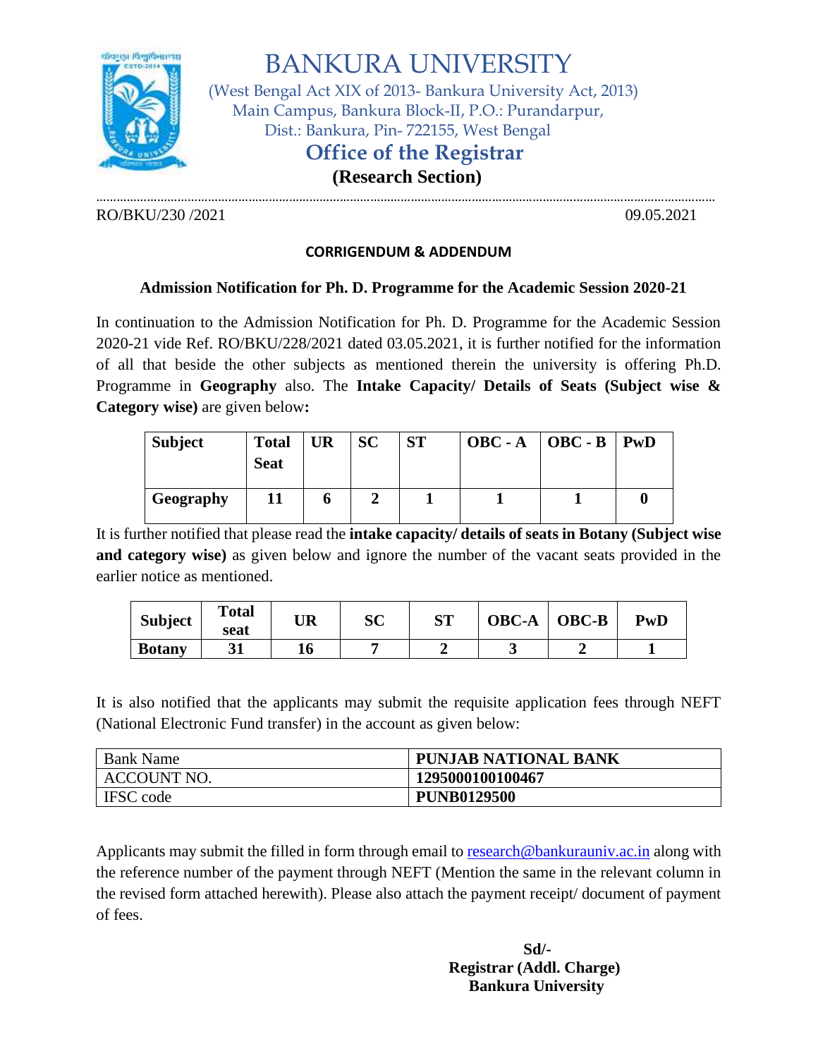# BANKURA UNIVERSITY

(West Bengal Act XIX of 2013- Bankura University Act, 2013)
Main Campus, Bankura Block-II, P.O.: Purandarpur,
Dist.: Bankura, Pin- 722155, West Bengal

## Office of the Registrar

**(Research Section)**

RO/BKU/230 /2021 09.05.2021

**CORRIGENDUM & ADDENDUM**

**Admission Notification for Ph. D. Programme for the Academic Session 2020-21**

In continuation to the Admission Notification for Ph. D. Programme for the Academic Session 2020-21 vide Ref. RO/BKU/228/2021 dated 03.05.2021, it is further notified for the information of all that beside the other subjects as mentioned therein the university is offering Ph.D. Programme in **Geography** also. The **Intake Capacity/ Details of Seats (Subject wise & Category wise)** are given below**:**

| Subject | Total Seat | UR | SC | ST | OBC - A | OBC - B | PwD |
|---|---|---|---|---|---|---|---|
| **Geography** | **11** | **6** | **2** | **1** | **1** | **1** | **0** |

It is further notified that please read the **intake capacity/ details of seats in Botany (Subject wise and category wise)** as given below and ignore the number of the vacant seats provided in the earlier notice as mentioned.

| Subject | Total seat | UR | SC | ST | OBC-A | OBC-B | PwD |
|---|---|---|---|---|---|---|---|
| **Botany** | **31** | **16** | **7** | **2** | **3** | **2** | **1** |

It is also notified that the applicants may submit the requisite application fees through NEFT (National Electronic Fund transfer) in the account as given below:

| Bank Name | **PUNJAB NATIONAL BANK** |
|---|---|
| ACCOUNT NO. | **1295000100100467** |
| IFSC code | **PUNB0129500** |

Applicants may submit the filled in form through email to research@bankurauniv.ac.in along with the reference number of the payment through NEFT (Mention the same in the relevant column in the revised form attached herewith). Please also attach the payment receipt/ document of payment of fees.

**Sd/-**
**Registrar (Addl. Charge)**
**Bankura University**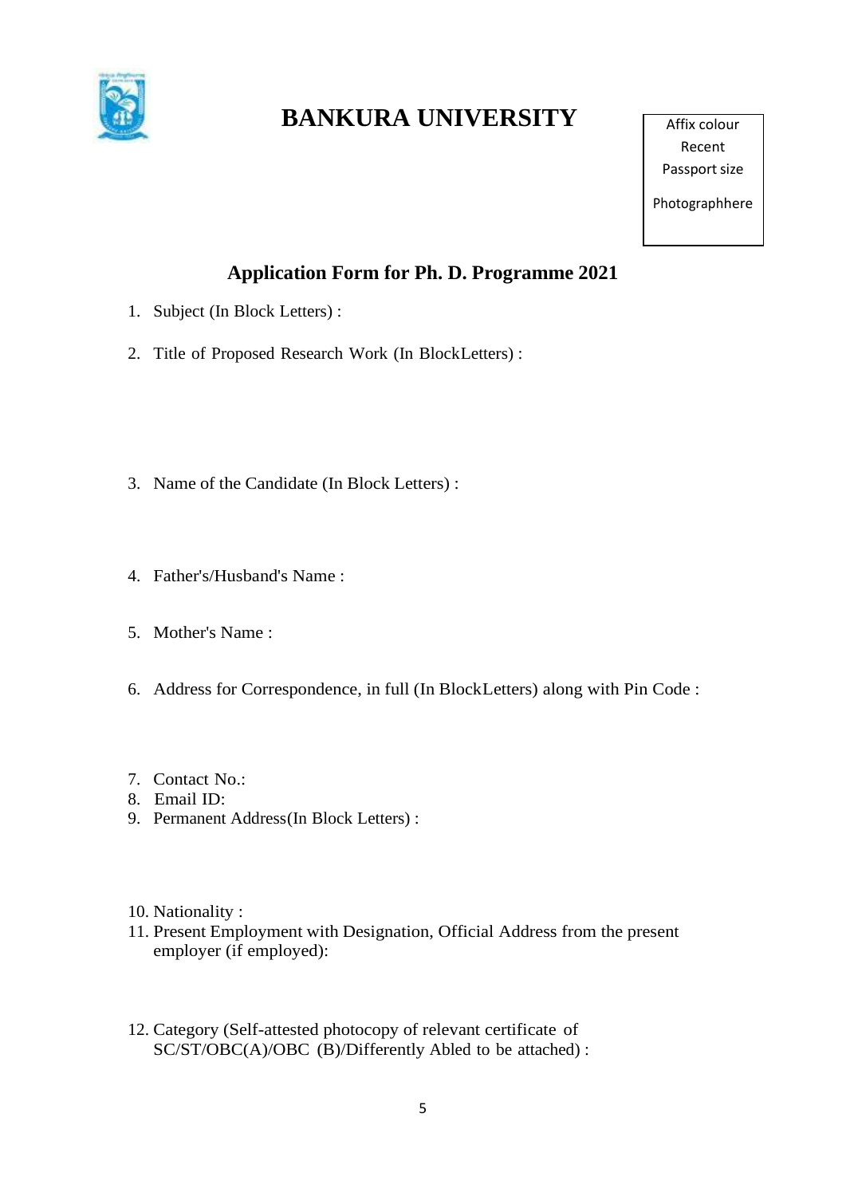# BANKURA UNIVERSITY

Affix colour Recent Passport size Photographhere

## Application Form for Ph. D. Programme 2021

1. Subject (In Block Letters) :
2. Title of Proposed Research Work (In BlockLetters) :
3. Name of the Candidate (In Block Letters) :
4. Father's/Husband's Name :
5. Mother's Name :
6. Address for Correspondence, in full (In BlockLetters) along with Pin Code :
7. Contact No.:
8. Email ID:
9. Permanent Address(In Block Letters) :
10. Nationality :
11. Present Employment with Designation, Official Address from the present employer (if employed):
12. Category (Self-attested photocopy of relevant certificate of SC/ST/OBC(A)/OBC (B)/Differently Abled to be attached) :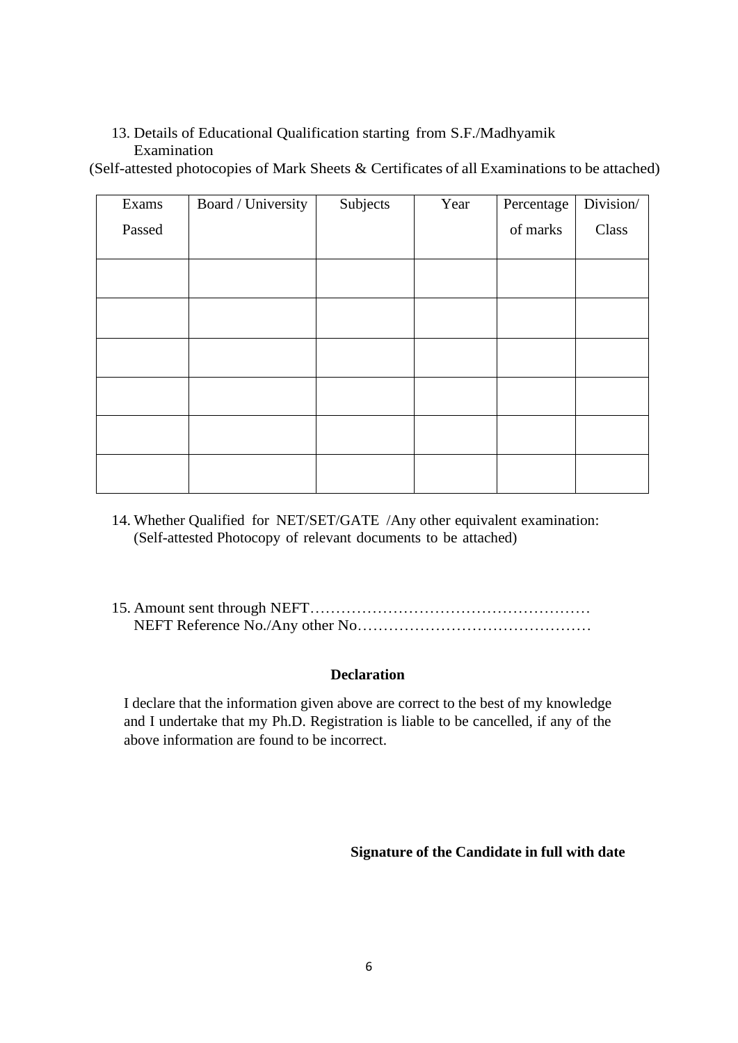13. Details of Educational Qualification starting from S.F./Madhyamik Examination

(Self-attested photocopies of Mark Sheets & Certificates of all Examinations to be attached)

| Exams Passed | Board / University | Subjects | Year | Percentage of marks | Division/ Class |
|---|---|---|---|---|---|
| | | | | | |
| | | | | | |
| | | | | | |
| | | | | | |
| | | | | | |
| | | | | | |

14. Whether Qualified for NET/SET/GATE /Any other equivalent examination: (Self-attested Photocopy of relevant documents to be attached)

15. Amount sent through NEFT………………………………………………
    NEFT Reference No./Any other No………………………………………

**Declaration**

I declare that the information given above are correct to the best of my knowledge and I undertake that my Ph.D. Registration is liable to be cancelled, if any of the above information are found to be incorrect.

**Signature of the Candidate in full with date**